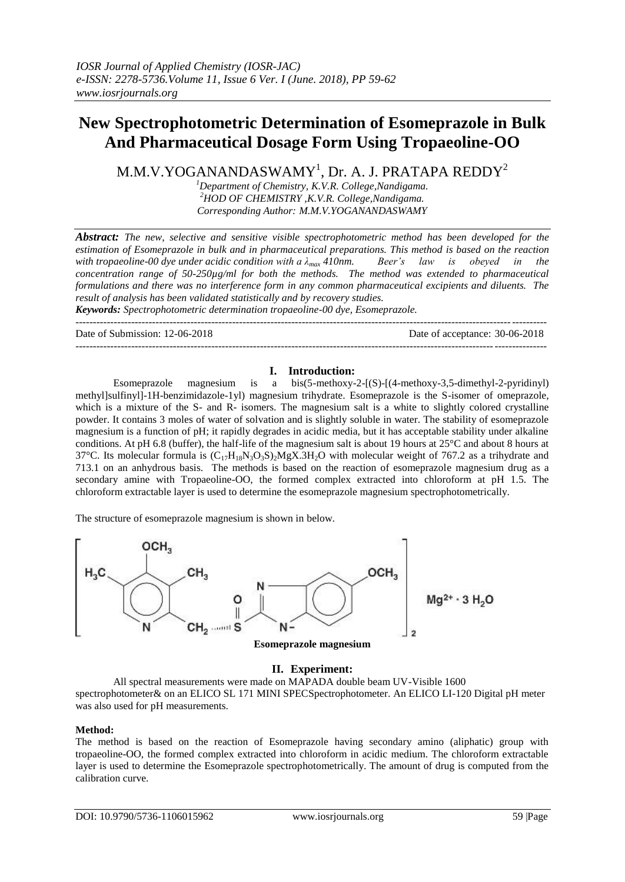# New Spectrophotometric Determination of Esomeprazole in Bulk And Pharmaceutical Dosage Form Using Tropaeoline-OO

M.M.V.YOGANANDASWAMY[1], Dr. A. J. PRATAPA REDDY[2]

[1]*Department of Chemistry, K.V.R. College,Nandigama.*
[2]*HOD OF CHEMISTRY ,K.V.R. College,Nandigama.*
*Corresponding Author: M.M.V.YOGANANDASWAMY*

***Abstract:*** *The new, selective and sensitive visible spectrophotometric method has been developed for the estimation of Esomeprazole in bulk and in pharmaceutical preparations. This method is based on the reaction with tropaeoline-00 dye under acidic condition with a $\lambda_{max}$ 410nm. Beer's law is obeyed in the concentration range of 50-250μg/ml for both the methods. The method was extended to pharmaceutical formulations and there was no interference form in any common pharmaceutical excipients and diluents. The result of analysis has been validated statistically and by recovery studies.*

***Keywords:*** *Spectrophotometric determination tropaeoline-00 dye, Esomeprazole.*

---

Date of Submission: 12-06-2018 Date of acceptance: 30-06-2018

---

## I. Introduction:

Esomeprazole magnesium is a bis(5-methoxy-2-[(S)-[(4-methoxy-3,5-dimethyl-2-pyridinyl) methyl]sulfinyl]-1H-benzimidazole-1yl) magnesium trihydrate. Esomeprazole is the S-isomer of omeprazole, which is a mixture of the S- and R- isomers. The magnesium salt is a white to slightly colored crystalline powder. It contains 3 moles of water of solvation and is slightly soluble in water. The stability of esomeprazole magnesium is a function of pH; it rapidly degrades in acidic media, but it has acceptable stability under alkaline conditions. At pH 6.8 (buffer), the half-life of the magnesium salt is about 19 hours at 25°C and about 8 hours at 37°C. Its molecular formula is $(C_{17}H_{18}N_3O_3S)_2MgX.3H_2O$ with molecular weight of 767.2 as a trihydrate and 713.1 on an anhydrous basis. The methods is based on the reaction of esomeprazole magnesium drug as a secondary amine with Tropaeoline-OO, the formed complex extracted into chloroform at pH 1.5. The chloroform extractable layer is used to determine the esomeprazole magnesium spectrophotometrically.

The structure of esomeprazole magnesium is shown in below.

**Esomeprazole magnesium**

## II. Experiment:

All spectral measurements were made on MAPADA double beam UV-Visible 1600 spectrophotometer& on an ELICO SL 171 MINI SPECSpectrophotometer. An ELICO LI-120 Digital pH meter was also used for pH measurements.

### Method:

The method is based on the reaction of Esomeprazole having secondary amino (aliphatic) group with tropaeoline-OO, the formed complex extracted into chloroform in acidic medium. The chloroform extractable layer is used to determine the Esomeprazole spectrophotometrically. The amount of drug is computed from the calibration curve.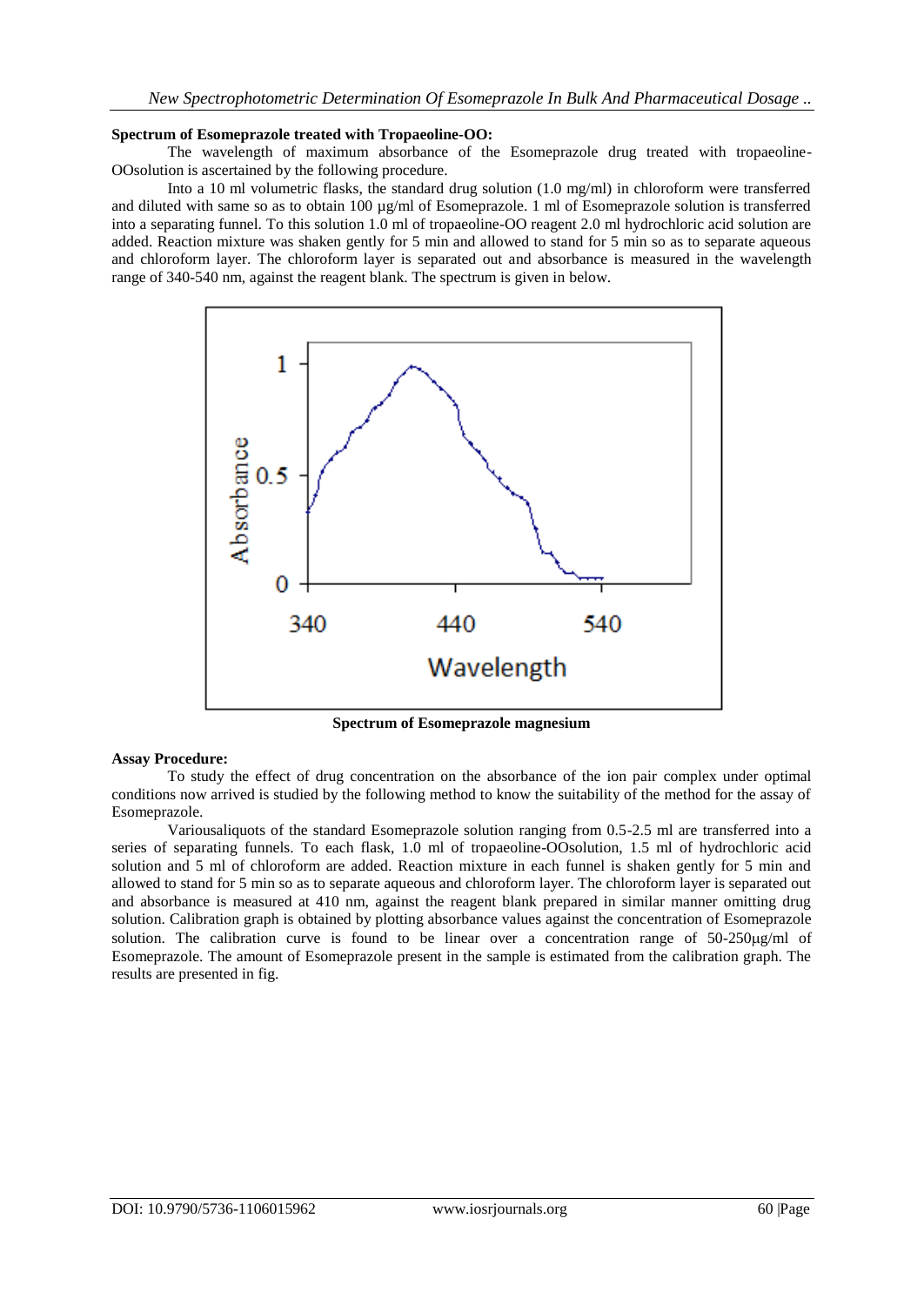**Spectrum of Esomeprazole treated with Tropaeoline-OO:**

The wavelength of maximum absorbance of the Esomeprazole drug treated with tropaeoline-OOsolution is ascertained by the following procedure.

Into a 10 ml volumetric flasks, the standard drug solution (1.0 mg/ml) in chloroform were transferred and diluted with same so as to obtain 100 µg/ml of Esomeprazole. 1 ml of Esomeprazole solution is transferred into a separating funnel. To this solution 1.0 ml of tropaeoline-OO reagent 2.0 ml hydrochloric acid solution are added. Reaction mixture was shaken gently for 5 min and allowed to stand for 5 min so as to separate aqueous and chloroform layer. The chloroform layer is separated out and absorbance is measured in the wavelength range of 340-540 nm, against the reagent blank. The spectrum is given in below.

**Spectrum of Esomeprazole magnesium**

**Assay Procedure:**

To study the effect of drug concentration on the absorbance of the ion pair complex under optimal conditions now arrived is studied by the following method to know the suitability of the method for the assay of Esomeprazole.

Variousaliquots of the standard Esomeprazole solution ranging from 0.5-2.5 ml are transferred into a series of separating funnels. To each flask, 1.0 ml of tropaeoline-OOsolution, 1.5 ml of hydrochloric acid solution and 5 ml of chloroform are added. Reaction mixture in each funnel is shaken gently for 5 min and allowed to stand for 5 min so as to separate aqueous and chloroform layer. The chloroform layer is separated out and absorbance is measured at 410 nm, against the reagent blank prepared in similar manner omitting drug solution. Calibration graph is obtained by plotting absorbance values against the concentration of Esomeprazole solution. The calibration curve is found to be linear over a concentration range of 50-250µg/ml of Esomeprazole. The amount of Esomeprazole present in the sample is estimated from the calibration graph. The results are presented in fig.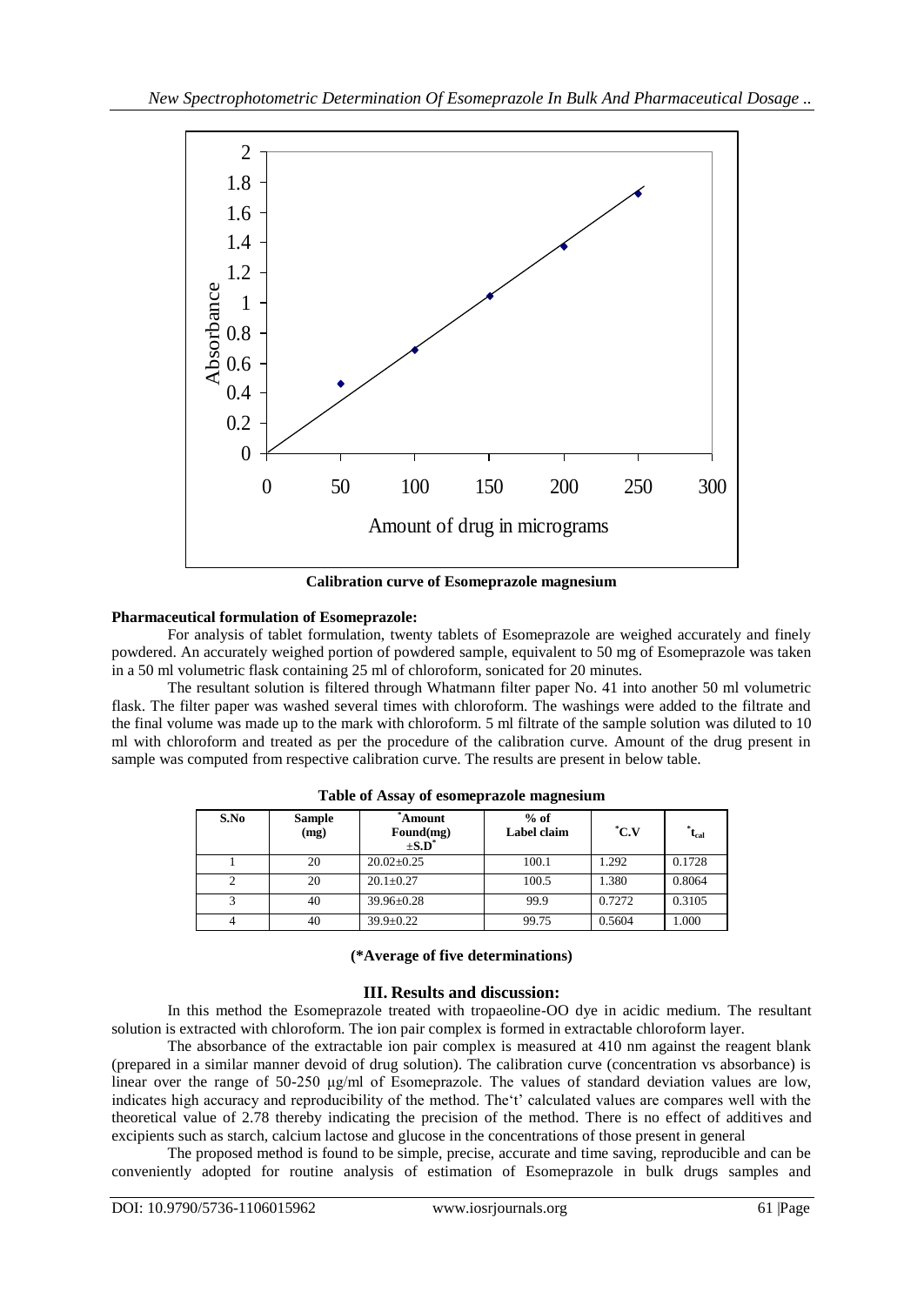**Calibration curve of Esomeprazole magnesium**

**Pharmaceutical formulation of Esomeprazole:**

For analysis of tablet formulation, twenty tablets of Esomeprazole are weighed accurately and finely powdered. An accurately weighed portion of powdered sample, equivalent to 50 mg of Esomeprazole was taken in a 50 ml volumetric flask containing 25 ml of chloroform, sonicated for 20 minutes.

The resultant solution is filtered through Whatmann filter paper No. 41 into another 50 ml volumetric flask. The filter paper was washed several times with chloroform. The washings were added to the filtrate and the final volume was made up to the mark with chloroform. 5 ml filtrate of the sample solution was diluted to 10 ml with chloroform and treated as per the procedure of the calibration curve. Amount of the drug present in sample was computed from respective calibration curve. The results are present in below table.

**Table of Assay of esomeprazole magnesium**

| S.No | Sample (mg) | *Amount Found(mg) ±S.D* | % of Label claim | *C.V | *$t_{cal}$ |
|---|---|---|---|---|---|
| 1 | 20 | 20.02±0.25 | 100.1 | 1.292 | 0.1728 |
| 2 | 20 | 20.1±0.27 | 100.5 | 1.380 | 0.8064 |
| 3 | 40 | 39.96±0.28 | 99.9 | 0.7272 | 0.3105 |
| 4 | 40 | 39.9±0.22 | 99.75 | 0.5604 | 1.000 |

**(*Average of five determinations)**

## III. Results and discussion:

In this method the Esomeprazole treated with tropaeoline-OO dye in acidic medium. The resultant solution is extracted with chloroform. The ion pair complex is formed in extractable chloroform layer.

The absorbance of the extractable ion pair complex is measured at 410 nm against the reagent blank (prepared in a similar manner devoid of drug solution). The calibration curve (concentration vs absorbance) is linear over the range of 50-250 μg/ml of Esomeprazole. The values of standard deviation values are low, indicates high accuracy and reproducibility of the method. The't' calculated values are compares well with the theoretical value of 2.78 thereby indicating the precision of the method. There is no effect of additives and excipients such as starch, calcium lactose and glucose in the concentrations of those present in general

The proposed method is found to be simple, precise, accurate and time saving, reproducible and can be conveniently adopted for routine analysis of estimation of Esomeprazole in bulk drugs samples and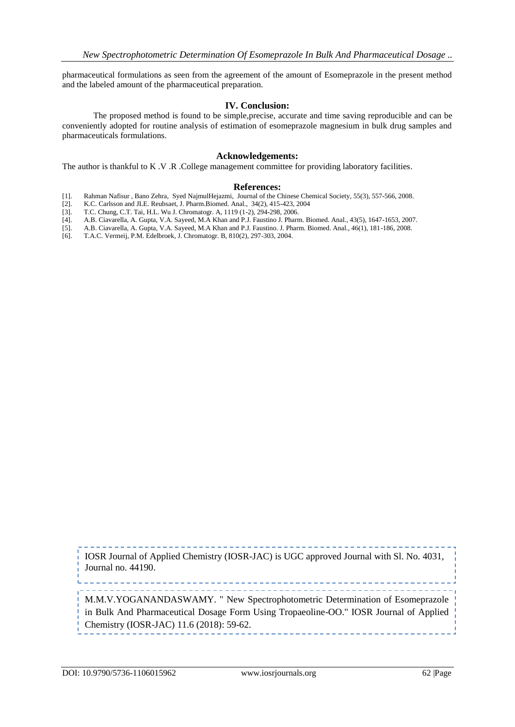pharmaceutical formulations as seen from the agreement of the amount of Esomeprazole in the present method and the labeled amount of the pharmaceutical preparation.

## IV. Conclusion:

The proposed method is found to be simple,precise, accurate and time saving reproducible and can be conveniently adopted for routine analysis of estimation of esomeprazole magnesium in bulk drug samples and pharmaceuticals formulations.

## Acknowledgements:

The author is thankful to K .V .R .College management committee for providing laboratory facilities.

## References:

[1]. Rahman Nafisur , Bano Zehra, Syed NajmulHejazmi, Journal of the Chinese Chemical Society, 55(3), 557-566, 2008.
[2]. K.C. Carlsson and JLE. Reubsaet, J. Pharm.Biomed. Anal., 34(2), 415-423, 2004
[3]. T.C. Chung, C.T. Tai, H.L. Wu J. Chromatogr. A, 1119 (1-2), 294-298, 2006.
[4]. A.B. Ciavarella, A. Gupta, V.A. Sayeed, M.A Khan and P.J. Faustino J. Pharm. Biomed. Anal., 43(5), 1647-1653, 2007.
[5]. A.B. Ciavarella, A. Gupta, V.A. Sayeed, M.A Khan and P.J. Faustino. J. Pharm. Biomed. Anal., 46(1), 181-186, 2008.
[6]. T.A.C. Vermeij, P.M. Edelbroek, J. Chromatogr. B, 810(2), 297-303, 2004.

IOSR Journal of Applied Chemistry (IOSR-JAC) is UGC approved Journal with Sl. No. 4031, Journal no. 44190.

M.M.V.YOGANANDASWAMY. " New Spectrophotometric Determination of Esomeprazole in Bulk And Pharmaceutical Dosage Form Using Tropaeoline-OO." IOSR Journal of Applied Chemistry (IOSR-JAC) 11.6 (2018): 59-62.